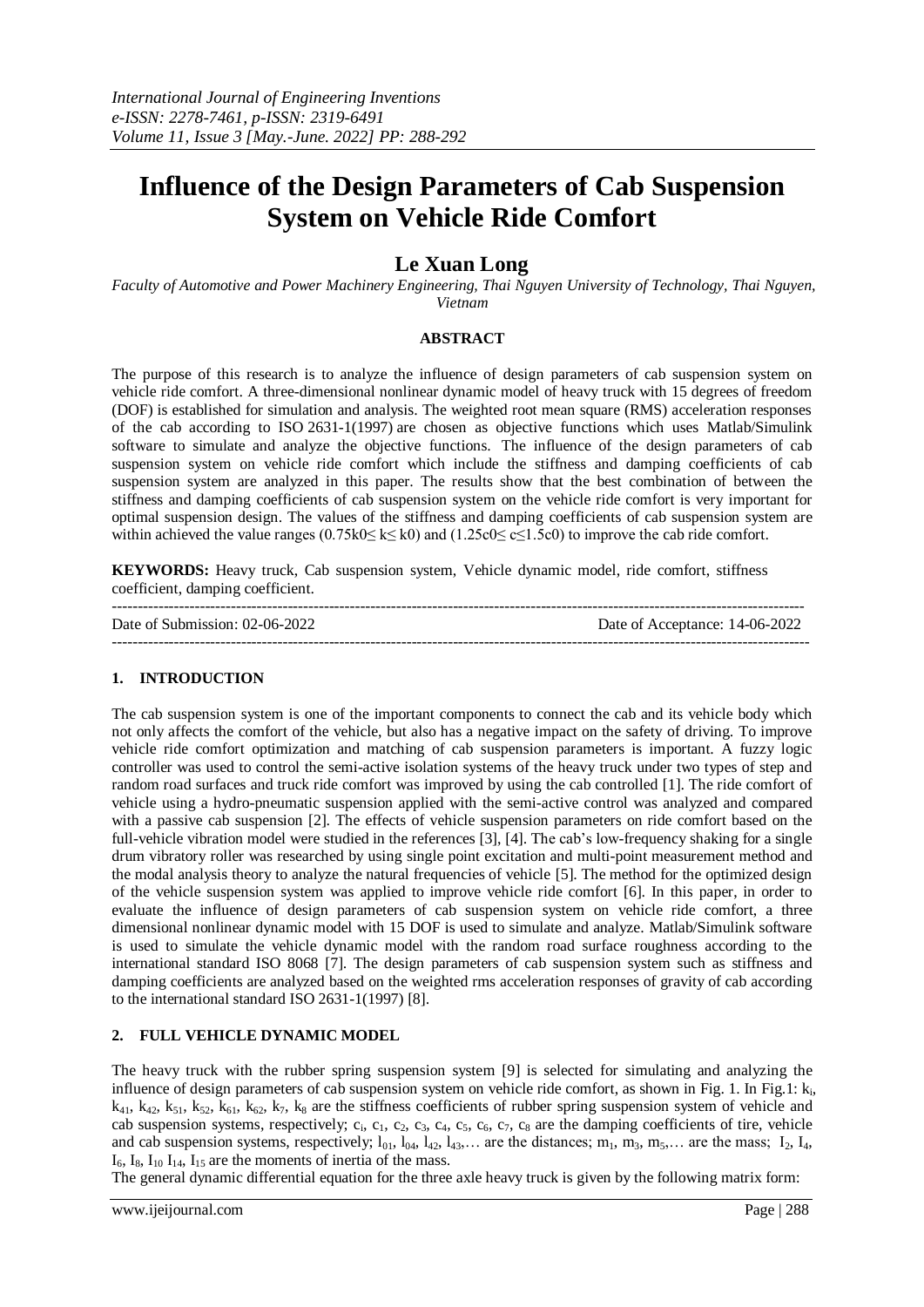# Influence of the Design Parameters of Cab Suspension System on Vehicle Ride Comfort

## Le Xuan Long

*Faculty of Automotive and Power Machinery Engineering, Thai Nguyen University of Technology, Thai Nguyen, Vietnam*

### ABSTRACT

The purpose of this research is to analyze the influence of design parameters of cab suspension system on vehicle ride comfort. A three-dimensional nonlinear dynamic model of heavy truck with 15 degrees of freedom (DOF) is established for simulation and analysis. The weighted root mean square (RMS) acceleration responses of the cab according to ISO 2631-1(1997) are chosen as objective functions which uses Matlab/Simulink software to simulate and analyze the objective functions. The influence of the design parameters of cab suspension system on vehicle ride comfort which include the stiffness and damping coefficients of cab suspension system are analyzed in this paper. The results show that the best combination of between the stiffness and damping coefficients of cab suspension system on the vehicle ride comfort is very important for optimal suspension design. The values of the stiffness and damping coefficients of cab suspension system are within achieved the value ranges ($0.75k0 \leq k \leq k0$) and ($1.25c0 \leq c \leq 1.5c0$) to improve the cab ride comfort.

**KEYWORDS:** Heavy truck, Cab suspension system, Vehicle dynamic model, ride comfort, stiffness coefficient, damping coefficient.

---

Date of Submission: 02-06-2022 Date of Acceptance: 14-06-2022

---

## 1. INTRODUCTION

The cab suspension system is one of the important components to connect the cab and its vehicle body which not only affects the comfort of the vehicle, but also has a negative impact on the safety of driving. To improve vehicle ride comfort optimization and matching of cab suspension parameters is important. A fuzzy logic controller was used to control the semi-active isolation systems of the heavy truck under two types of step and random road surfaces and truck ride comfort was improved by using the cab controlled [1]. The ride comfort of vehicle using a hydro-pneumatic suspension applied with the semi-active control was analyzed and compared with a passive cab suspension [2]. The effects of vehicle suspension parameters on ride comfort based on the full-vehicle vibration model were studied in the references [3], [4]. The cab's low-frequency shaking for a single drum vibratory roller was researched by using single point excitation and multi-point measurement method and the modal analysis theory to analyze the natural frequencies of vehicle [5]. The method for the optimized design of the vehicle suspension system was applied to improve vehicle ride comfort [6]. In this paper, in order to evaluate the influence of design parameters of cab suspension system on vehicle ride comfort, a three dimensional nonlinear dynamic model with 15 DOF is used to simulate and analyze. Matlab/Simulink software is used to simulate the vehicle dynamic model with the random road surface roughness according to the international standard ISO 8068 [7]. The design parameters of cab suspension system such as stiffness and damping coefficients are analyzed based on the weighted rms acceleration responses of gravity of cab according to the international standard ISO 2631-1(1997) [8].

## 2. FULL VEHICLE DYNAMIC MODEL

The heavy truck with the rubber spring suspension system [9] is selected for simulating and analyzing the influence of design parameters of cab suspension system on vehicle ride comfort, as shown in Fig. 1. In Fig.1: $k_i$, $k_{41}$, $k_{42}$, $k_{51}$, $k_{52}$, $k_{61}$, $k_{62}$, $k_7$, $k_8$ are the stiffness coefficients of rubber spring suspension system of vehicle and cab suspension systems, respectively; $c_i$, $c_1$, $c_2$, $c_3$, $c_4$, $c_5$, $c_6$, $c_7$, $c_8$ are the damping coefficients of tire, vehicle and cab suspension systems, respectively; $l_{01}$, $l_{04}$, $l_{42}$, $l_{43}$,… are the distances; $m_1$, $m_3$, $m_5$,… are the mass; $I_2$, $I_4$, $I_6$, $I_8$, $I_{10}$ $I_{14}$, $I_{15}$ are the moments of inertia of the mass.

The general dynamic differential equation for the three axle heavy truck is given by the following matrix form: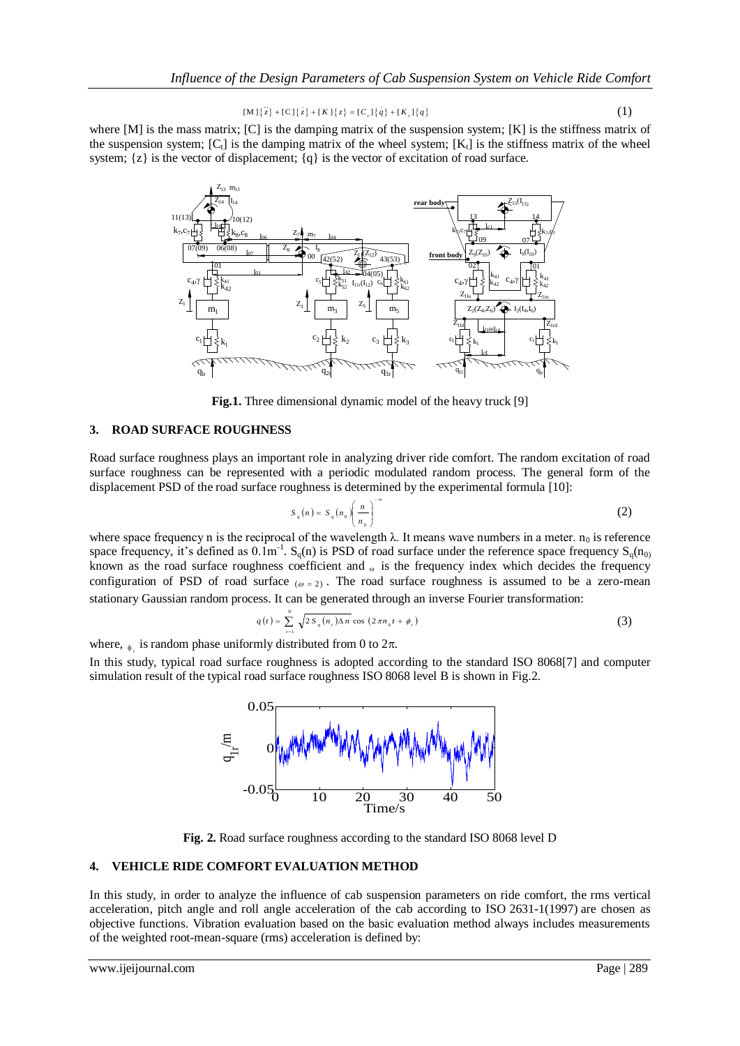$$[M]\{\ddot{z}\} + [C]\{\dot{z}\} + [K]\{z\} = [C_t]\{\dot{q}\} + [K_t]\{q\} \tag{1}$$

where [M] is the mass matrix; [C] is the damping matrix of the suspension system; [K] is the stiffness matrix of the suspension system; $[C_t]$ is the damping matrix of the wheel system; $[K_t]$ is the stiffness matrix of the wheel system; {z} is the vector of displacement; {q} is the vector of excitation of road surface.

**Fig.1.** Three dimensional dynamic model of the heavy truck [9]

## 3. ROAD SURFACE ROUGHNESS

Road surface roughness plays an important role in analyzing driver ride comfort. The random excitation of road surface roughness can be represented with a periodic modulated random process. The general form of the displacement PSD of the road surface roughness is determined by the experimental formula [10]:

$$S_q(n) = S_q(n_0)\left(\frac{n}{n_0}\right)^{-\omega} \tag{2}$$

where space frequency n is the reciprocal of the wavelength λ. It means wave numbers in a meter. $n_0$ is reference space frequency, it's defined as $0.1\text{m}^{-1}$. $S_q(n)$ is PSD of road surface under the reference space frequency $S_q(n_0)$ known as the road surface roughness coefficient and $\omega$ is the frequency index which decides the frequency configuration of PSD of road surface $(\omega = 2)$. The road surface roughness is assumed to be a zero-mean stationary Gaussian random process. It can be generated through an inverse Fourier transformation:

$$q(t) = \sum_{i=1}^{N} \sqrt{2S_q(n_i)\Delta n}\,\cos\left(2\pi n_k t + \phi_i\right) \tag{3}$$

where, $\phi_i$ is random phase uniformly distributed from 0 to 2π.

In this study, typical road surface roughness is adopted according to the standard ISO 8068[7] and computer simulation result of the typical road surface roughness ISO 8068 level B is shown in Fig.2.

**Fig. 2.** Road surface roughness according to the standard ISO 8068 level D

## 4. VEHICLE RIDE COMFORT EVALUATION METHOD

In this study, in order to analyze the influence of cab suspension parameters on ride comfort, the rms vertical acceleration, pitch angle and roll angle acceleration of the cab according to ISO 2631-1(1997) are chosen as objective functions. Vibration evaluation based on the basic evaluation method always includes measurements of the weighted root-mean-square (rms) acceleration is defined by: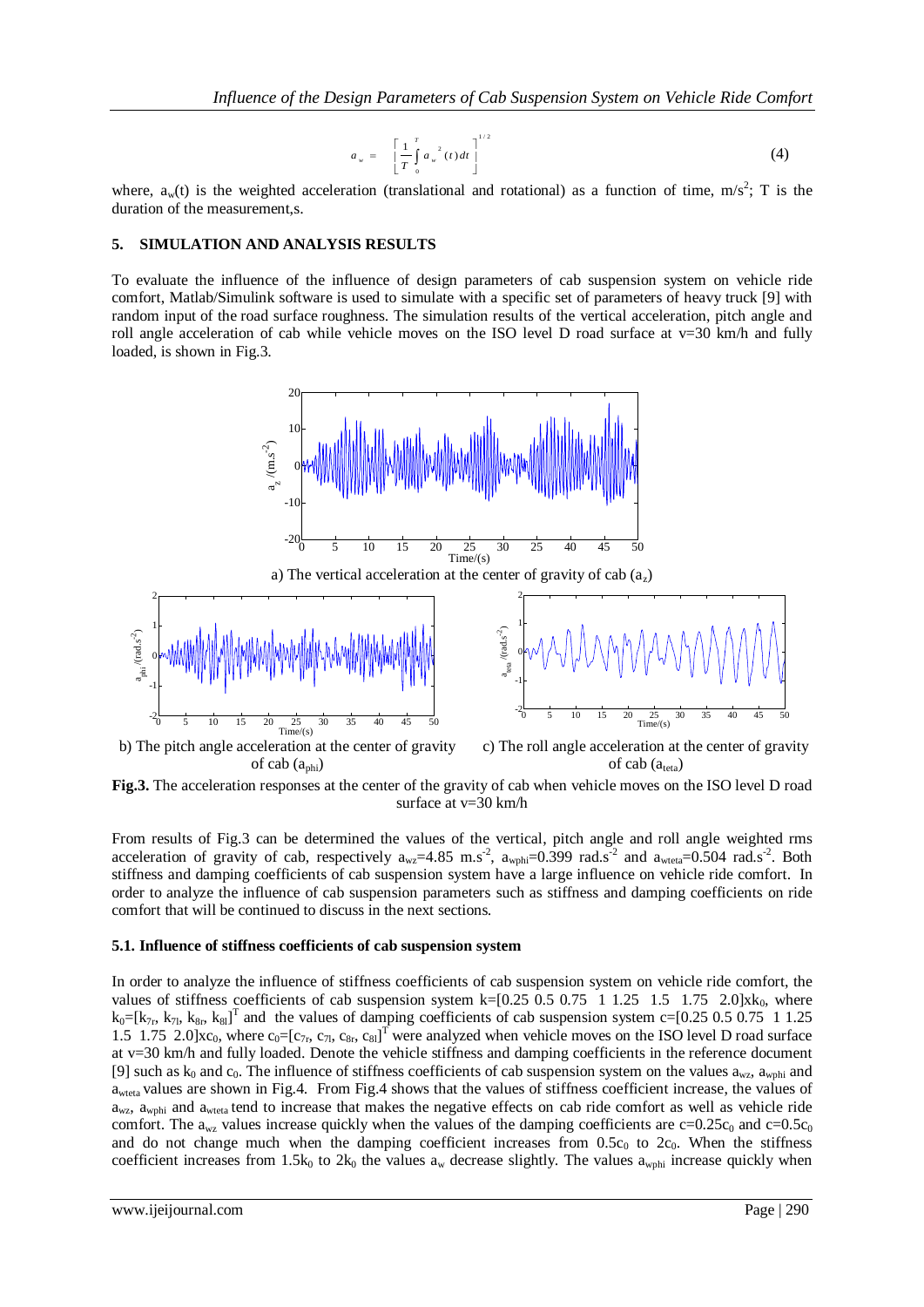$$a_w = \left[ \frac{1}{T} \int_0^T a_w^2(t)\,dt \right]^{1/2} \qquad (4)$$

where, $a_w(t)$ is the weighted acceleration (translational and rotational) as a function of time, $m/s^2$; T is the duration of the measurement,s.

## 5. SIMULATION AND ANALYSIS RESULTS

To evaluate the influence of the influence of design parameters of cab suspension system on vehicle ride comfort, Matlab/Simulink software is used to simulate with a specific set of parameters of heavy truck [9] with random input of the road surface roughness. The simulation results of the vertical acceleration, pitch angle and roll angle acceleration of cab while vehicle moves on the ISO level D road surface at v=30 km/h and fully loaded, is shown in Fig.3.

a) The vertical acceleration at the center of gravity of cab ($a_z$)

b) The pitch angle acceleration at the center of gravity of cab ($a_{phi}$)

c) The roll angle acceleration at the center of gravity of cab ($a_{teta}$)

**Fig.3.** The acceleration responses at the center of the gravity of cab when vehicle moves on the ISO level D road surface at v=30 km/h

From results of Fig.3 can be determined the values of the vertical, pitch angle and roll angle weighted rms acceleration of gravity of cab, respectively $a_{wz}$=4.85 $m.s^{-2}$, $a_{wphi}$=0.399 $rad.s^{-2}$ and $a_{wteta}$=0.504 $rad.s^{-2}$. Both stiffness and damping coefficients of cab suspension system have a large influence on vehicle ride comfort. In order to analyze the influence of cab suspension parameters such as stiffness and damping coefficients on ride comfort that will be continued to discuss in the next sections.

### 5.1. Influence of stiffness coefficients of cab suspension system

In order to analyze the influence of stiffness coefficients of cab suspension system on vehicle ride comfort, the values of stiffness coefficients of cab suspension system k=[0.25 0.5 0.75 1 1.25 1.5 1.75 2.0]x$k_0$, where $k_0=[k_{7r}, k_{7l}, k_{8r}, k_{8l}]^T$ and the values of damping coefficients of cab suspension system c=[0.25 0.5 0.75 1 1.25 1.5 1.75 2.0]x$c_0$, where $c_0=[c_{7r}, c_{7l}, c_{8r}, c_{8l}]^T$ were analyzed when vehicle moves on the ISO level D road surface at v=30 km/h and fully loaded. Denote the vehicle stiffness and damping coefficients in the reference document [9] such as $k_0$ and $c_0$. The influence of stiffness coefficients of cab suspension system on the values $a_{wz}$, $a_{wphi}$ and $a_{wteta}$ values are shown in Fig.4. From Fig.4 shows that the values of stiffness coefficient increase, the values of $a_{wz}$, $a_{wphi}$ and $a_{wteta}$ tend to increase that makes the negative effects on cab ride comfort as well as vehicle ride comfort. The $a_{wz}$ values increase quickly when the values of the damping coefficients are c=0.25$c_0$ and c=0.5$c_0$ and do not change much when the damping coefficient increases from 0.5$c_0$ to 2$c_0$. When the stiffness coefficient increases from 1.5$k_0$ to 2$k_0$ the values $a_w$ decrease slightly. The values $a_{wphi}$ increase quickly when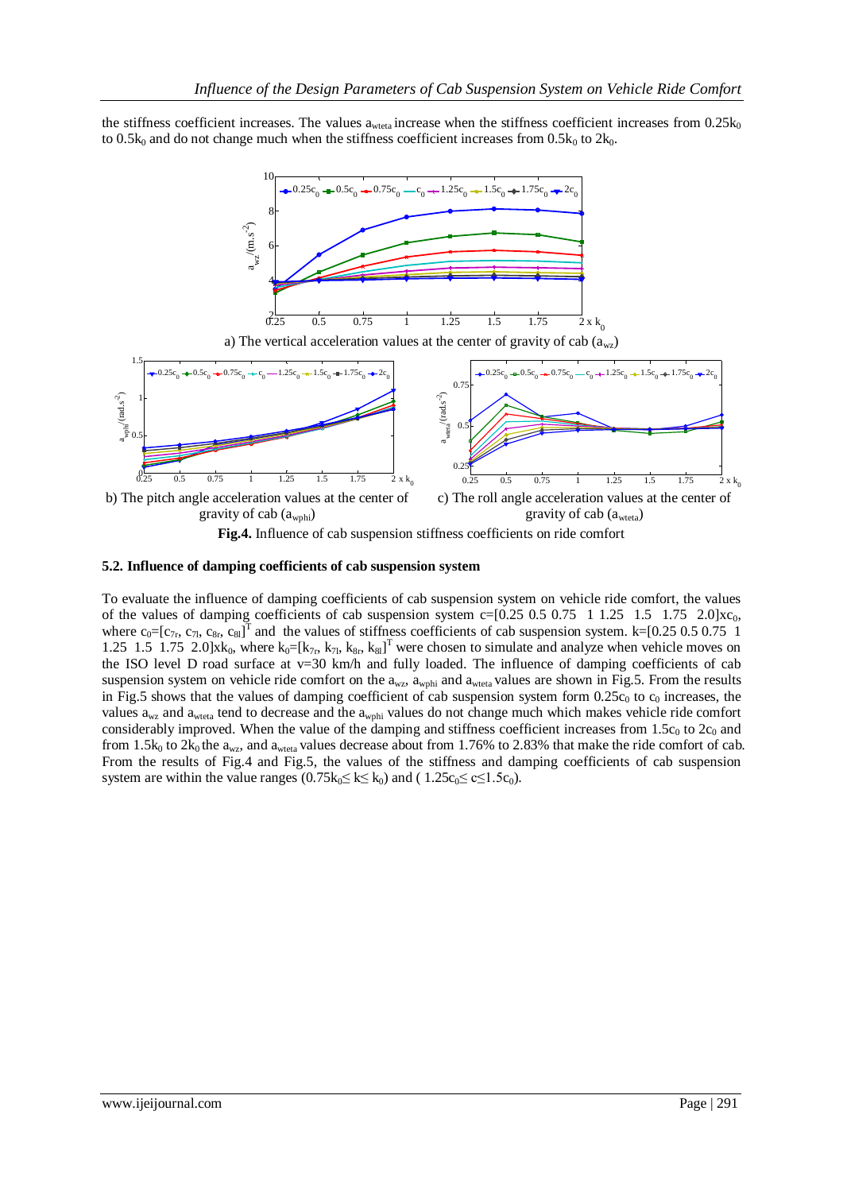the stiffness coefficient increases. The values $a_{wteta}$ increase when the stiffness coefficient increases from $0.25k_0$ to $0.5k_0$ and do not change much when the stiffness coefficient increases from $0.5k_0$ to $2k_0$.

a) The vertical acceleration values at the center of gravity of cab ($a_{wz}$)

b) The pitch angle acceleration values at the center of gravity of cab ($a_{wphi}$)

c) The roll angle acceleration values at the center of gravity of cab ($a_{wteta}$)

**Fig.4.** Influence of cab suspension stiffness coefficients on ride comfort

### 5.2. Influence of damping coefficients of cab suspension system

To evaluate the influence of damping coefficients of cab suspension system on vehicle ride comfort, the values of the values of damping coefficients of cab suspension system c=[0.25 0.5 0.75 1 1.25 1.5 1.75 2.0]x$c_0$, where $c_0=[c_{7r}, c_{7l}, c_{8r}, c_{8l}]^T$ and the values of stiffness coefficients of cab suspension system. k=[0.25 0.5 0.75 1 1.25 1.5 1.75 2.0]x$k_0$, where $k_0=[k_{7r}, k_{7l}, k_{8r}, k_{8l}]^T$ were chosen to simulate and analyze when vehicle moves on the ISO level D road surface at v=30 km/h and fully loaded. The influence of damping coefficients of cab suspension system on vehicle ride comfort on the $a_{wz}$, $a_{wphi}$ and $a_{wteta}$ values are shown in Fig.5. From the results in Fig.5 shows that the values of damping coefficient of cab suspension system form $0.25c_0$ to $c_0$ increases, the values $a_{wz}$ and $a_{wteta}$ tend to decrease and the $a_{wphi}$ values do not change much which makes vehicle ride comfort considerably improved. When the value of the damping and stiffness coefficient increases from $1.5c_0$ to $2c_0$ and from $1.5k_0$ to $2k_0$ the $a_{wz}$, and $a_{wteta}$ values decrease about from 1.76% to 2.83% that make the ride comfort of cab. From the results of Fig.4 and Fig.5, the values of the stiffness and damping coefficients of cab suspension system are within the value ranges ($0.75k_0 \leq k \leq k_0$) and ( $1.25c_0 \leq c \leq 1.5c_0$).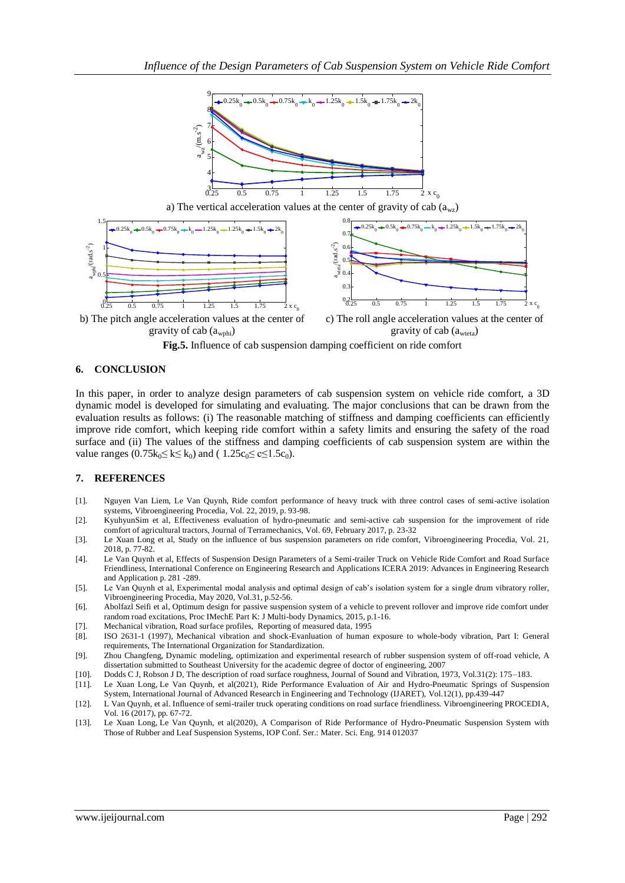9
8
7
6
5
4
3

$0.25k_0$ $0.5k_0$ $0.75k_0$ $k_0$ $1.25k_0$ $1.5k_0$ $1.75k_0$ $2k_0$

$a_{wz}/(m.s^{-2})$

0.25 0.5 0.75 1 1.25 1.5 1.75 2 x $c_0$

a) The vertical acceleration values at the center of gravity of cab ($a_{wz}$)

1.5
1
0.5
0

$0.25k_0$ $0.5k_0$ $0.75k_0$ $k_0$ $1.25k_0$ $1.25k_0$ $1.25k_0$ $1.5k_0$ $2k_0$

$a_{wphi}/(rad.s^{-2})$

0.25 0.5 0.75 1 1.25 1.5 1.75 2 x $c_0$

b) The pitch angle acceleration values at the center of gravity of cab ($a_{wphi}$)

0.8
0.7
0.6
0.5
0.4
0.3
0.2

$0.25k_0$ $0.5k_0$ $0.75k_0$ $k_0$ $1.25k_0$ $1.5k_0$ $1.75k_0$ $2k_0$

$a_{wteta}/(rad.s^{-2})$

0.25 0.5 0.75 1 1.25 1.5 1.75 2 x $c_0$

c) The roll angle acceleration values at the center of gravity of cab ($a_{wteta}$)

**Fig.5.** Influence of cab suspension damping coefficient on ride comfort

## 6. CONCLUSION

In this paper, in order to analyze design parameters of cab suspension system on vehicle ride comfort, a 3D dynamic model is developed for simulating and evaluating. The major conclusions that can be drawn from the evaluation results as follows: (i) The reasonable matching of stiffness and damping coefficients can efficiently improve ride comfort, which keeping ride comfort within a safety limits and ensuring the safety of the road surface and (ii) The values of the stiffness and damping coefficients of cab suspension system are within the value ranges ($0.75k_0 \leq k \leq k_0$) and ( $1.25c_0 \leq c \leq 1.5c_0$).

## 7. REFERENCES

[1]. Nguyen Van Liem, Le Van Quynh, Ride comfort performance of heavy truck with three control cases of semi-active isolation systems, Vibroengineering Procedia, Vol. 22, 2019, p. 93-98.

[2]. KyuhyunSim et al, Effectiveness evaluation of hydro-pneumatic and semi-active cab suspension for the improvement of ride comfort of agricultural tractors, Journal of Terramechanics, Vol. 69, February 2017, p. 23-32

[3]. Le Xuan Long et al, Study on the influence of bus suspension parameters on ride comfort, Vibroengineering Procedia, Vol. 21, 2018, p. 77-82.

[4]. Le Van Quynh et al, Effects of Suspension Design Parameters of a Semi-trailer Truck on Vehicle Ride Comfort and Road Surface Friendliness, International Conference on Engineering Research and Applications ICERA 2019: Advances in Engineering Research and Application p. 281 -289.

[5]. Le Van Quynh et al, Experimental modal analysis and optimal design of cab's isolation system for a single drum vibratory roller, Vibroengineering Procedia, May 2020, Vol.31, p.52-56.

[6]. Abolfazl Seifi et al, Optimum design for passive suspension system of a vehicle to prevent rollover and improve ride comfort under random road excitations, Proc IMechE Part K: J Multi-body Dynamics, 2015, p.1-16.

[7]. Mechanical vibration, Road surface profiles, Reporting of measured data, 1995

[8]. ISO 2631-1 (1997), Mechanical vibration and shock-Evanluation of human exposure to whole-body vibration, Part I: General requirements, The International Organization for Standardization.

[9]. Zhou Changfeng, Dynamic modeling, optimization and experimental research of rubber suspension system of off-road vehicle, A dissertation submitted to Southeast University for the academic degree of doctor of engineering, 2007

[10]. Dodds C J, Robson J D, The description of road surface roughness, Journal of Sound and Vibration, 1973, Vol.31(2): 175–183.

[11]. Le Xuan Long, Le Van Quynh, et al(2021), Ride Performance Evaluation of Air and Hydro-Pneumatic Springs of Suspension System, International Journal of Advanced Research in Engineering and Technology (IJARET), Vol.12(1), pp.439-447

[12]. L Van Quynh, et al. Influence of semi-trailer truck operating conditions on road surface friendliness. Vibroengineering PROCEDIA, Vol. 16 (2017), pp. 67-72.

[13]. Le Xuan Long, Le Van Quynh, et al(2020), A Comparison of Ride Performance of Hydro-Pneumatic Suspension System with Those of Rubber and Leaf Suspension Systems, IOP Conf. Ser.: Mater. Sci. Eng. 914 012037